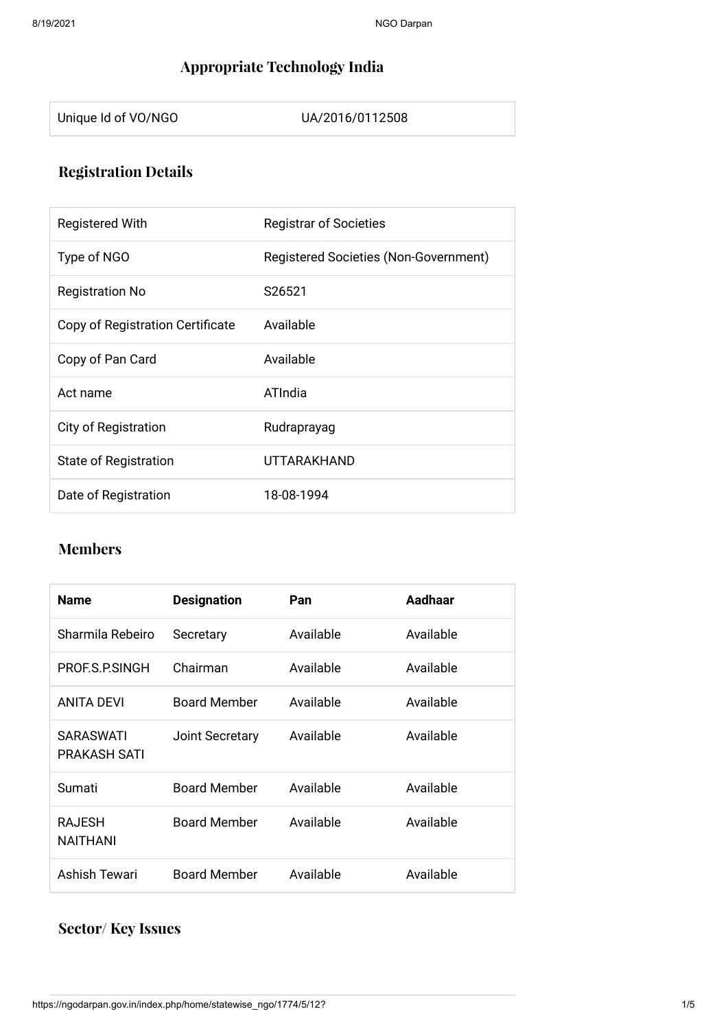# Appropriate Technology India

| | |
|---|---|
| Unique Id of VO/NGO | UA/2016/0112508 |

## Registration Details

| | |
|---|---|
| Registered With | Registrar of Societies |
| Type of NGO | Registered Societies (Non-Government) |
| Registration No | S26521 |
| Copy of Registration Certificate | Available |
| Copy of Pan Card | Available |
| Act name | ATIndia |
| City of Registration | Rudraprayag |
| State of Registration | UTTARAKHAND |
| Date of Registration | 18-08-1994 |

## Members

| Name | Designation | Pan | Aadhaar |
|---|---|---|---|
| Sharmila Rebeiro | Secretary | Available | Available |
| PROF.S.P.SINGH | Chairman | Available | Available |
| ANITA DEVI | Board Member | Available | Available |
| SARASWATI PRAKASH SATI | Joint Secretary | Available | Available |
| Sumati | Board Member | Available | Available |
| RAJESH NAITHANI | Board Member | Available | Available |
| Ashish Tewari | Board Member | Available | Available |

## Sector/ Key Issues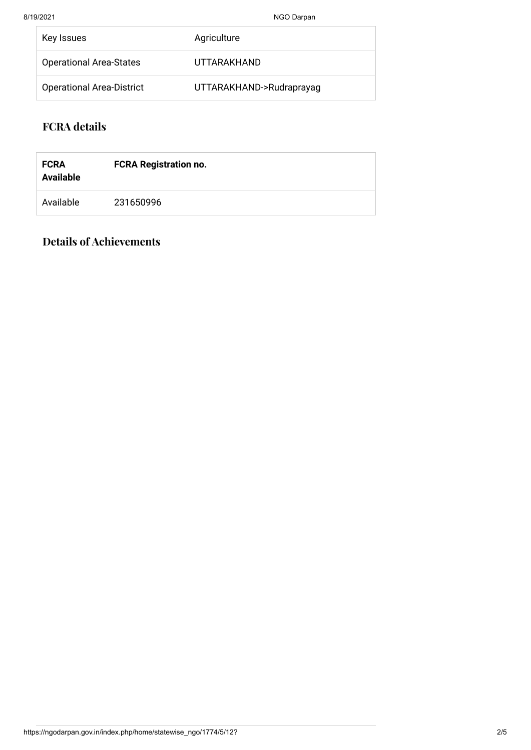| | |
|---|---|
| Key Issues | Agriculture |
| Operational Area-States | UTTARAKHAND |
| Operational Area-District | UTTARAKHAND->Rudraprayag |

## FCRA details

| FCRA Available | FCRA Registration no. |
|---|---|
| Available | 231650996 |

## Details of Achievements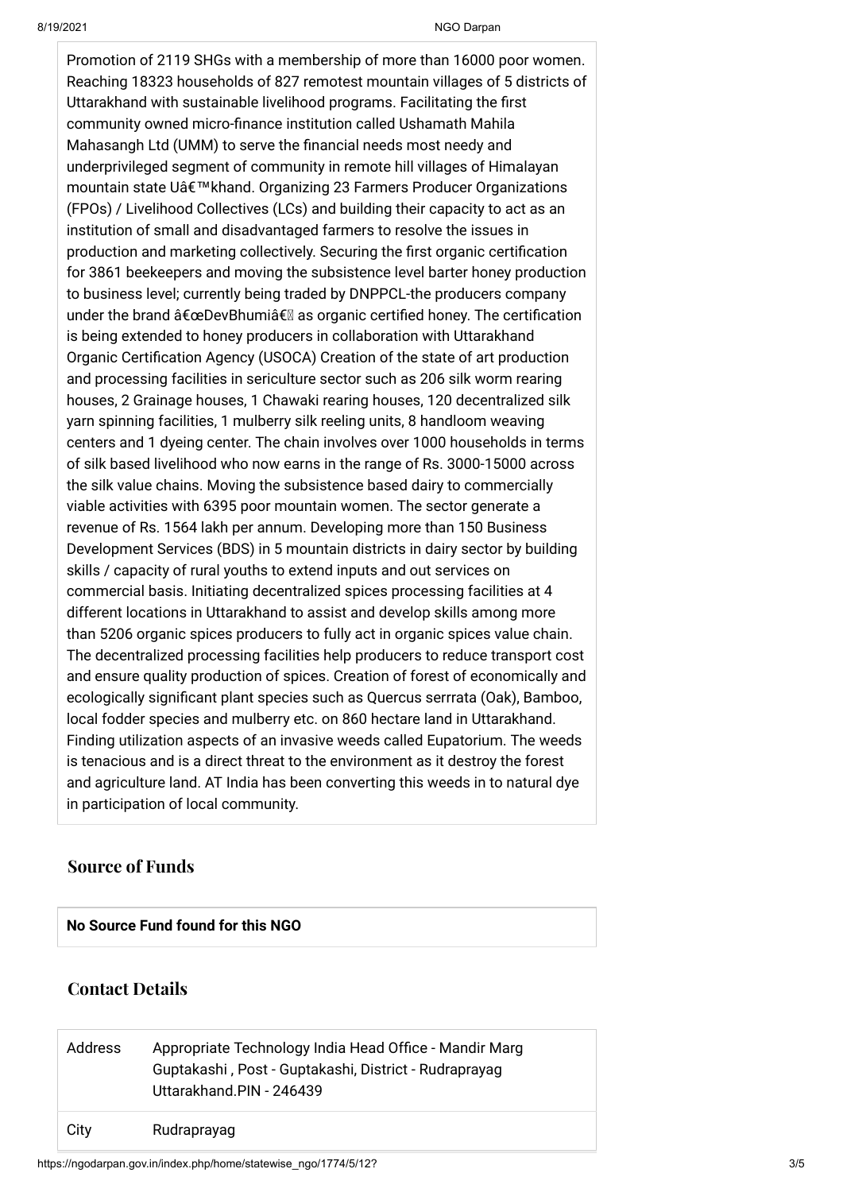Promotion of 2119 SHGs with a membership of more than 16000 poor women. Reaching 18323 households of 827 remotest mountain villages of 5 districts of Uttarakhand with sustainable livelihood programs. Facilitating the first community owned micro-finance institution called Ushamath Mahila Mahasangh Ltd (UMM) to serve the financial needs most needy and underprivileged segment of community in remote hill villages of Himalayan mountain state Uâ€™khand. Organizing 23 Farmers Producer Organizations (FPOs) / Livelihood Collectives (LCs) and building their capacity to act as an institution of small and disadvantaged farmers to resolve the issues in production and marketing collectively. Securing the first organic certification for 3861 beekeepers and moving the subsistence level barter honey production to business level; currently being traded by DNPPCL-the producers company under the brand â€œDevBhumiâ€ as organic certified honey. The certification is being extended to honey producers in collaboration with Uttarakhand Organic Certification Agency (USOCA) Creation of the state of art production and processing facilities in sericulture sector such as 206 silk worm rearing houses, 2 Grainage houses, 1 Chawaki rearing houses, 120 decentralized silk yarn spinning facilities, 1 mulberry silk reeling units, 8 handloom weaving centers and 1 dyeing center. The chain involves over 1000 households in terms of silk based livelihood who now earns in the range of Rs. 3000-15000 across the silk value chains. Moving the subsistence based dairy to commercially viable activities with 6395 poor mountain women. The sector generate a revenue of Rs. 1564 lakh per annum. Developing more than 150 Business Development Services (BDS) in 5 mountain districts in dairy sector by building skills / capacity of rural youths to extend inputs and out services on commercial basis. Initiating decentralized spices processing facilities at 4 different locations in Uttarakhand to assist and develop skills among more than 5206 organic spices producers to fully act in organic spices value chain. The decentralized processing facilities help producers to reduce transport cost and ensure quality production of spices. Creation of forest of economically and ecologically significant plant species such as Quercus serrrata (Oak), Bamboo, local fodder species and mulberry etc. on 860 hectare land in Uttarakhand. Finding utilization aspects of an invasive weeds called Eupatorium. The weeds is tenacious and is a direct threat to the environment as it destroy the forest and agriculture land. AT India has been converting this weeds in to natural dye in participation of local community.

## Source of Funds

**No Source Fund found for this NGO**

## Contact Details

| | |
|---|---|
| Address | Appropriate Technology India Head Office - Mandir Marg Guptakashi , Post - Guptakashi, District - Rudraprayag Uttarakhand.PIN - 246439 |
| City | Rudraprayag |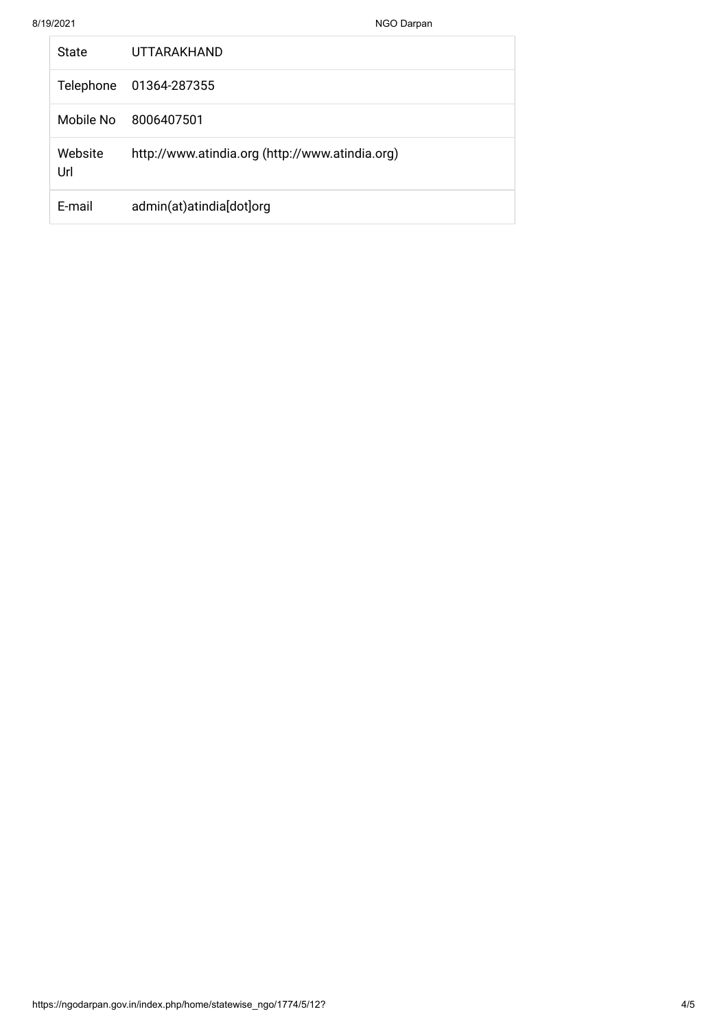| | |
|---|---|
| State | UTTARAKHAND |
| Telephone | 01364-287355 |
| Mobile No | 8006407501 |
| Website Url | http://www.atindia.org (http://www.atindia.org) |
| E-mail | admin(at)atindia[dot]org |